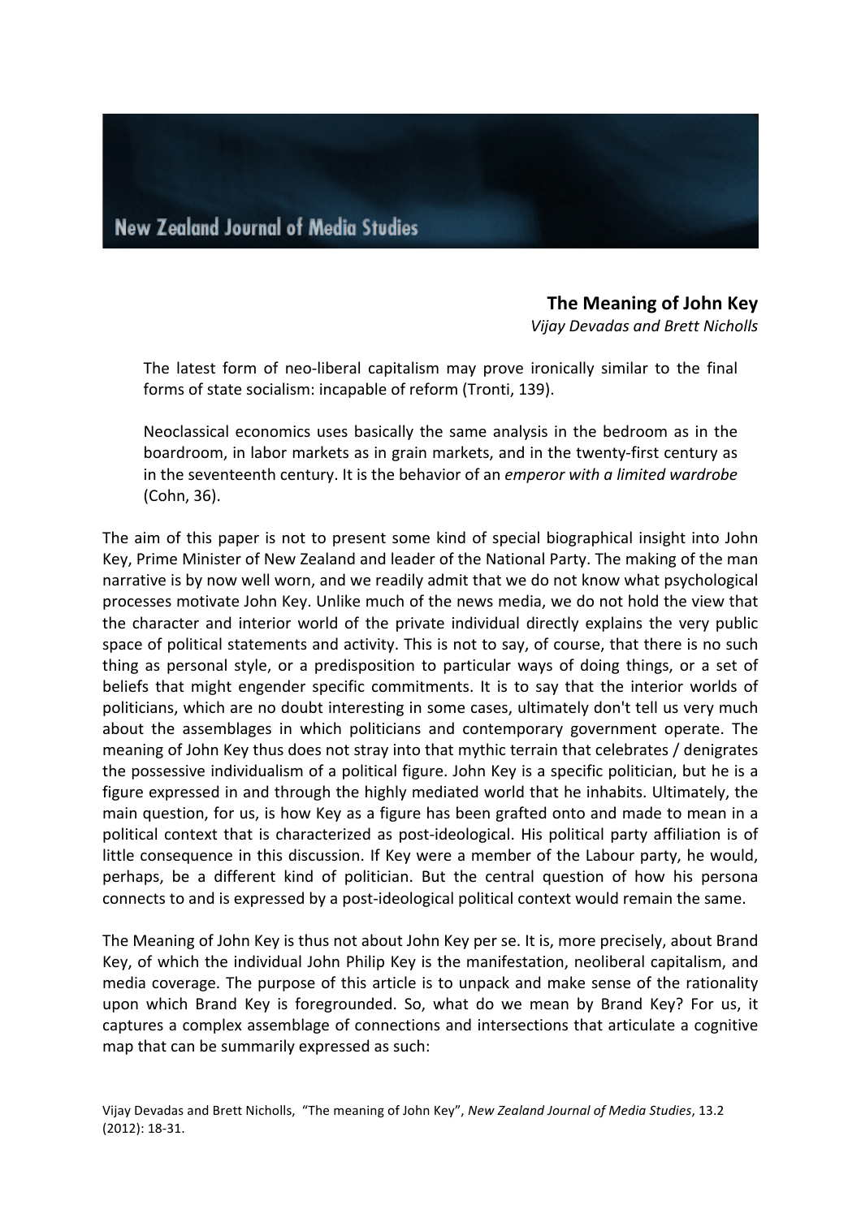# The Meaning of John Key

*Vijay Devadas and Brett Nicholls*

> The latest form of neo-liberal capitalism may prove ironically similar to the final forms of state socialism: incapable of reform (Tronti, 139).
>
> Neoclassical economics uses basically the same analysis in the bedroom as in the boardroom, in labor markets as in grain markets, and in the twenty-first century as in the seventeenth century. It is the behavior of an *emperor with a limited wardrobe* (Cohn, 36).

The aim of this paper is not to present some kind of special biographical insight into John Key, Prime Minister of New Zealand and leader of the National Party. The making of the man narrative is by now well worn, and we readily admit that we do not know what psychological processes motivate John Key. Unlike much of the news media, we do not hold the view that the character and interior world of the private individual directly explains the very public space of political statements and activity. This is not to say, of course, that there is no such thing as personal style, or a predisposition to particular ways of doing things, or a set of beliefs that might engender specific commitments. It is to say that the interior worlds of politicians, which are no doubt interesting in some cases, ultimately don't tell us very much about the assemblages in which politicians and contemporary government operate. The meaning of John Key thus does not stray into that mythic terrain that celebrates / denigrates the possessive individualism of a political figure. John Key is a specific politician, but he is a figure expressed in and through the highly mediated world that he inhabits. Ultimately, the main question, for us, is how Key as a figure has been grafted onto and made to mean in a political context that is characterized as post-ideological. His political party affiliation is of little consequence in this discussion. If Key were a member of the Labour party, he would, perhaps, be a different kind of politician. But the central question of how his persona connects to and is expressed by a post-ideological political context would remain the same.

The Meaning of John Key is thus not about John Key per se. It is, more precisely, about Brand Key, of which the individual John Philip Key is the manifestation, neoliberal capitalism, and media coverage. The purpose of this article is to unpack and make sense of the rationality upon which Brand Key is foregrounded. So, what do we mean by Brand Key? For us, it captures a complex assemblage of connections and intersections that articulate a cognitive map that can be summarily expressed as such:

Vijay Devadas and Brett Nicholls, "The meaning of John Key", *New Zealand Journal of Media Studies*, 13.2 (2012): 18-31.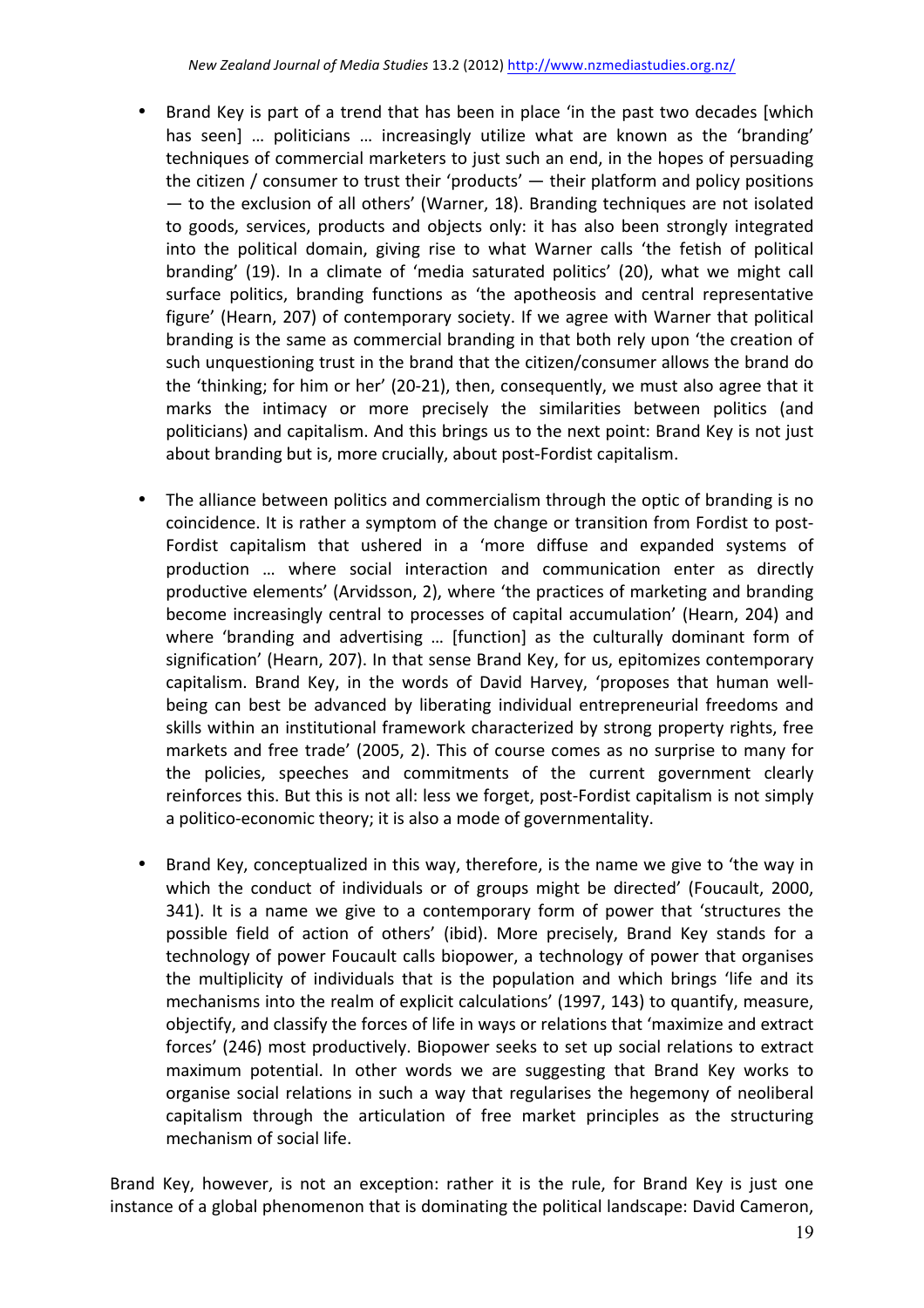- Brand Key is part of a trend that has been in place 'in the past two decades [which has seen] … politicians … increasingly utilize what are known as the 'branding' techniques of commercial marketers to just such an end, in the hopes of persuading the citizen / consumer to trust their 'products' — their platform and policy positions — to the exclusion of all others' (Warner, 18). Branding techniques are not isolated to goods, services, products and objects only: it has also been strongly integrated into the political domain, giving rise to what Warner calls 'the fetish of political branding' (19). In a climate of 'media saturated politics' (20), what we might call surface politics, branding functions as 'the apotheosis and central representative figure' (Hearn, 207) of contemporary society. If we agree with Warner that political branding is the same as commercial branding in that both rely upon 'the creation of such unquestioning trust in the brand that the citizen/consumer allows the brand do the 'thinking; for him or her' (20-21), then, consequently, we must also agree that it marks the intimacy or more precisely the similarities between politics (and politicians) and capitalism. And this brings us to the next point: Brand Key is not just about branding but is, more crucially, about post-Fordist capitalism.

- The alliance between politics and commercialism through the optic of branding is no coincidence. It is rather a symptom of the change or transition from Fordist to post-Fordist capitalism that ushered in a 'more diffuse and expanded systems of production … where social interaction and communication enter as directly productive elements' (Arvidsson, 2), where 'the practices of marketing and branding become increasingly central to processes of capital accumulation' (Hearn, 204) and where 'branding and advertising … [function] as the culturally dominant form of signification' (Hearn, 207). In that sense Brand Key, for us, epitomizes contemporary capitalism. Brand Key, in the words of David Harvey, 'proposes that human well-being can best be advanced by liberating individual entrepreneurial freedoms and skills within an institutional framework characterized by strong property rights, free markets and free trade' (2005, 2). This of course comes as no surprise to many for the policies, speeches and commitments of the current government clearly reinforces this. But this is not all: less we forget, post-Fordist capitalism is not simply a politico-economic theory; it is also a mode of governmentality.

- Brand Key, conceptualized in this way, therefore, is the name we give to 'the way in which the conduct of individuals or of groups might be directed' (Foucault, 2000, 341). It is a name we give to a contemporary form of power that 'structures the possible field of action of others' (ibid). More precisely, Brand Key stands for a technology of power Foucault calls biopower, a technology of power that organises the multiplicity of individuals that is the population and which brings 'life and its mechanisms into the realm of explicit calculations' (1997, 143) to quantify, measure, objectify, and classify the forces of life in ways or relations that 'maximize and extract forces' (246) most productively. Biopower seeks to set up social relations to extract maximum potential. In other words we are suggesting that Brand Key works to organise social relations in such a way that regularises the hegemony of neoliberal capitalism through the articulation of free market principles as the structuring mechanism of social life.

Brand Key, however, is not an exception: rather it is the rule, for Brand Key is just one instance of a global phenomenon that is dominating the political landscape: David Cameron,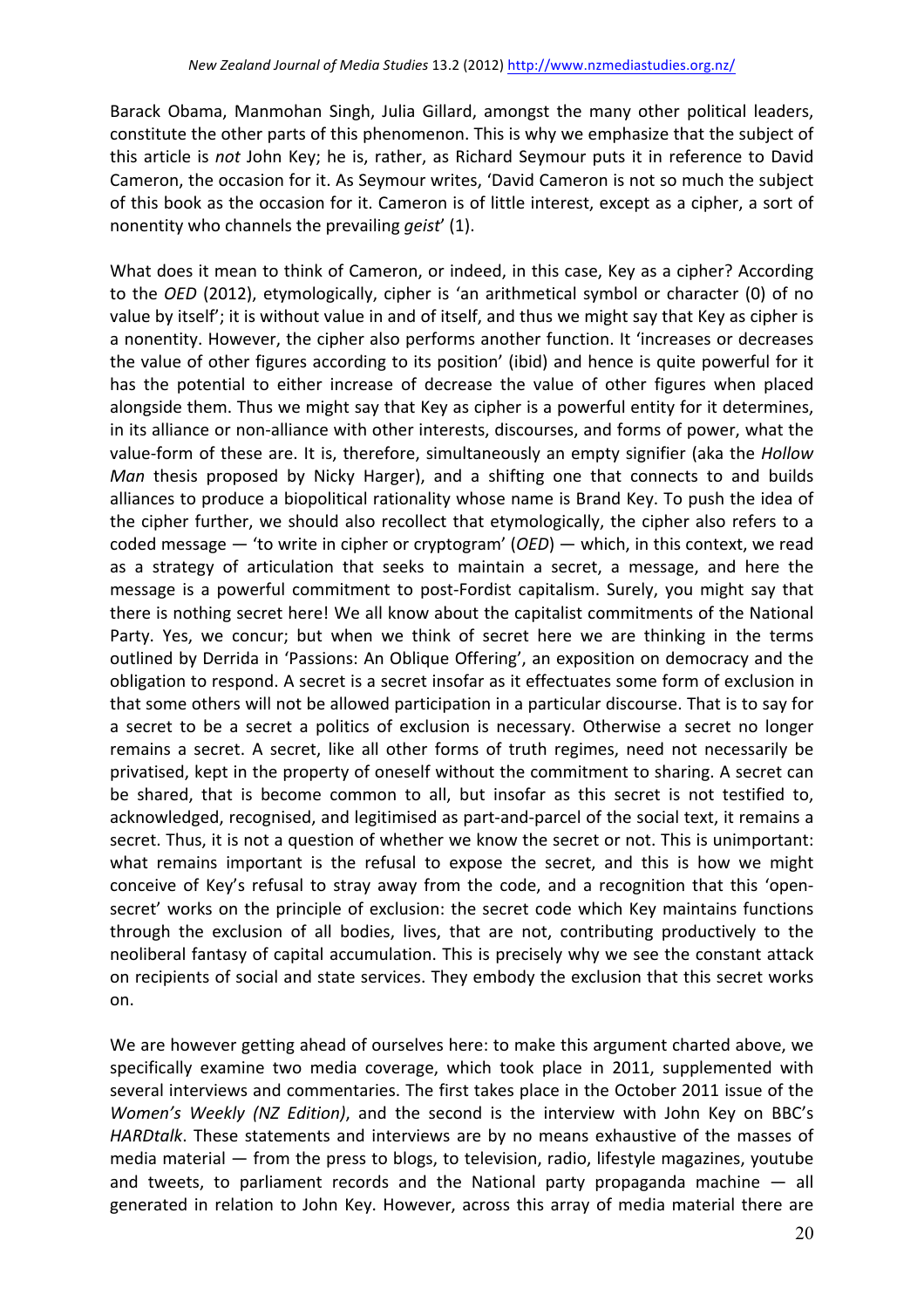Barack Obama, Manmohan Singh, Julia Gillard, amongst the many other political leaders, constitute the other parts of this phenomenon. This is why we emphasize that the subject of this article is *not* John Key; he is, rather, as Richard Seymour puts it in reference to David Cameron, the occasion for it. As Seymour writes, 'David Cameron is not so much the subject of this book as the occasion for it. Cameron is of little interest, except as a cipher, a sort of nonentity who channels the prevailing *geist*' (1).

What does it mean to think of Cameron, or indeed, in this case, Key as a cipher? According to the *OED* (2012), etymologically, cipher is 'an arithmetical symbol or character (0) of no value by itself'; it is without value in and of itself, and thus we might say that Key as cipher is a nonentity. However, the cipher also performs another function. It 'increases or decreases the value of other figures according to its position' (ibid) and hence is quite powerful for it has the potential to either increase of decrease the value of other figures when placed alongside them. Thus we might say that Key as cipher is a powerful entity for it determines, in its alliance or non-alliance with other interests, discourses, and forms of power, what the value-form of these are. It is, therefore, simultaneously an empty signifier (aka the *Hollow Man* thesis proposed by Nicky Harger), and a shifting one that connects to and builds alliances to produce a biopolitical rationality whose name is Brand Key. To push the idea of the cipher further, we should also recollect that etymologically, the cipher also refers to a coded message — 'to write in cipher or cryptogram' (*OED*) — which, in this context, we read as a strategy of articulation that seeks to maintain a secret, a message, and here the message is a powerful commitment to post-Fordist capitalism. Surely, you might say that there is nothing secret here! We all know about the capitalist commitments of the National Party. Yes, we concur; but when we think of secret here we are thinking in the terms outlined by Derrida in 'Passions: An Oblique Offering', an exposition on democracy and the obligation to respond. A secret is a secret insofar as it effectuates some form of exclusion in that some others will not be allowed participation in a particular discourse. That is to say for a secret to be a secret a politics of exclusion is necessary. Otherwise a secret no longer remains a secret. A secret, like all other forms of truth regimes, need not necessarily be privatised, kept in the property of oneself without the commitment to sharing. A secret can be shared, that is become common to all, but insofar as this secret is not testified to, acknowledged, recognised, and legitimised as part-and-parcel of the social text, it remains a secret. Thus, it is not a question of whether we know the secret or not. This is unimportant: what remains important is the refusal to expose the secret, and this is how we might conceive of Key's refusal to stray away from the code, and a recognition that this 'open-secret' works on the principle of exclusion: the secret code which Key maintains functions through the exclusion of all bodies, lives, that are not, contributing productively to the neoliberal fantasy of capital accumulation. This is precisely why we see the constant attack on recipients of social and state services. They embody the exclusion that this secret works on.

We are however getting ahead of ourselves here: to make this argument charted above, we specifically examine two media coverage, which took place in 2011, supplemented with several interviews and commentaries. The first takes place in the October 2011 issue of the *Women's Weekly (NZ Edition)*, and the second is the interview with John Key on BBC's *HARDtalk*. These statements and interviews are by no means exhaustive of the masses of media material — from the press to blogs, to television, radio, lifestyle magazines, youtube and tweets, to parliament records and the National party propaganda machine — all generated in relation to John Key. However, across this array of media material there are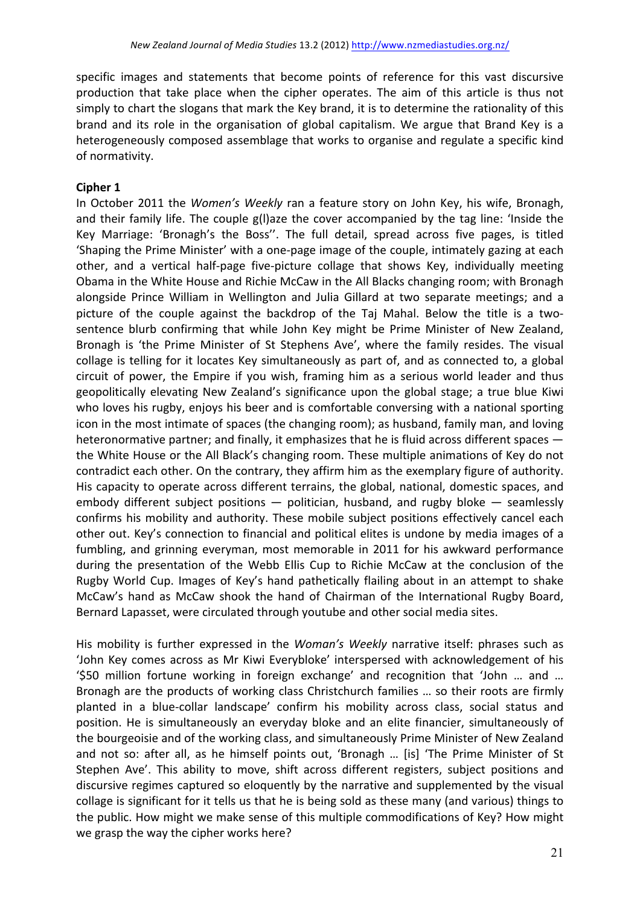specific images and statements that become points of reference for this vast discursive production that take place when the cipher operates. The aim of this article is thus not simply to chart the slogans that mark the Key brand, it is to determine the rationality of this brand and its role in the organisation of global capitalism. We argue that Brand Key is a heterogeneously composed assemblage that works to organise and regulate a specific kind of normativity.

**Cipher 1**

In October 2011 the *Women's Weekly* ran a feature story on John Key, his wife, Bronagh, and their family life. The couple g(l)aze the cover accompanied by the tag line: 'Inside the Key Marriage: 'Bronagh's the Boss''. The full detail, spread across five pages, is titled 'Shaping the Prime Minister' with a one-page image of the couple, intimately gazing at each other, and a vertical half-page five-picture collage that shows Key, individually meeting Obama in the White House and Richie McCaw in the All Blacks changing room; with Bronagh alongside Prince William in Wellington and Julia Gillard at two separate meetings; and a picture of the couple against the backdrop of the Taj Mahal. Below the title is a two-sentence blurb confirming that while John Key might be Prime Minister of New Zealand, Bronagh is 'the Prime Minister of St Stephens Ave', where the family resides. The visual collage is telling for it locates Key simultaneously as part of, and as connected to, a global circuit of power, the Empire if you wish, framing him as a serious world leader and thus geopolitically elevating New Zealand's significance upon the global stage; a true blue Kiwi who loves his rugby, enjoys his beer and is comfortable conversing with a national sporting icon in the most intimate of spaces (the changing room); as husband, family man, and loving heteronormative partner; and finally, it emphasizes that he is fluid across different spaces — the White House or the All Black's changing room. These multiple animations of Key do not contradict each other. On the contrary, they affirm him as the exemplary figure of authority. His capacity to operate across different terrains, the global, national, domestic spaces, and embody different subject positions — politician, husband, and rugby bloke — seamlessly confirms his mobility and authority. These mobile subject positions effectively cancel each other out. Key's connection to financial and political elites is undone by media images of a fumbling, and grinning everyman, most memorable in 2011 for his awkward performance during the presentation of the Webb Ellis Cup to Richie McCaw at the conclusion of the Rugby World Cup. Images of Key's hand pathetically flailing about in an attempt to shake McCaw's hand as McCaw shook the hand of Chairman of the International Rugby Board, Bernard Lapasset, were circulated through youtube and other social media sites.

His mobility is further expressed in the *Woman's Weekly* narrative itself: phrases such as 'John Key comes across as Mr Kiwi Everybloke' interspersed with acknowledgement of his '$50 million fortune working in foreign exchange' and recognition that 'John … and … Bronagh are the products of working class Christchurch families … so their roots are firmly planted in a blue-collar landscape' confirm his mobility across class, social status and position. He is simultaneously an everyday bloke and an elite financier, simultaneously of the bourgeoisie and of the working class, and simultaneously Prime Minister of New Zealand and not so: after all, as he himself points out, 'Bronagh … [is] 'The Prime Minister of St Stephen Ave'. This ability to move, shift across different registers, subject positions and discursive regimes captured so eloquently by the narrative and supplemented by the visual collage is significant for it tells us that he is being sold as these many (and various) things to the public. How might we make sense of this multiple commodifications of Key? How might we grasp the way the cipher works here?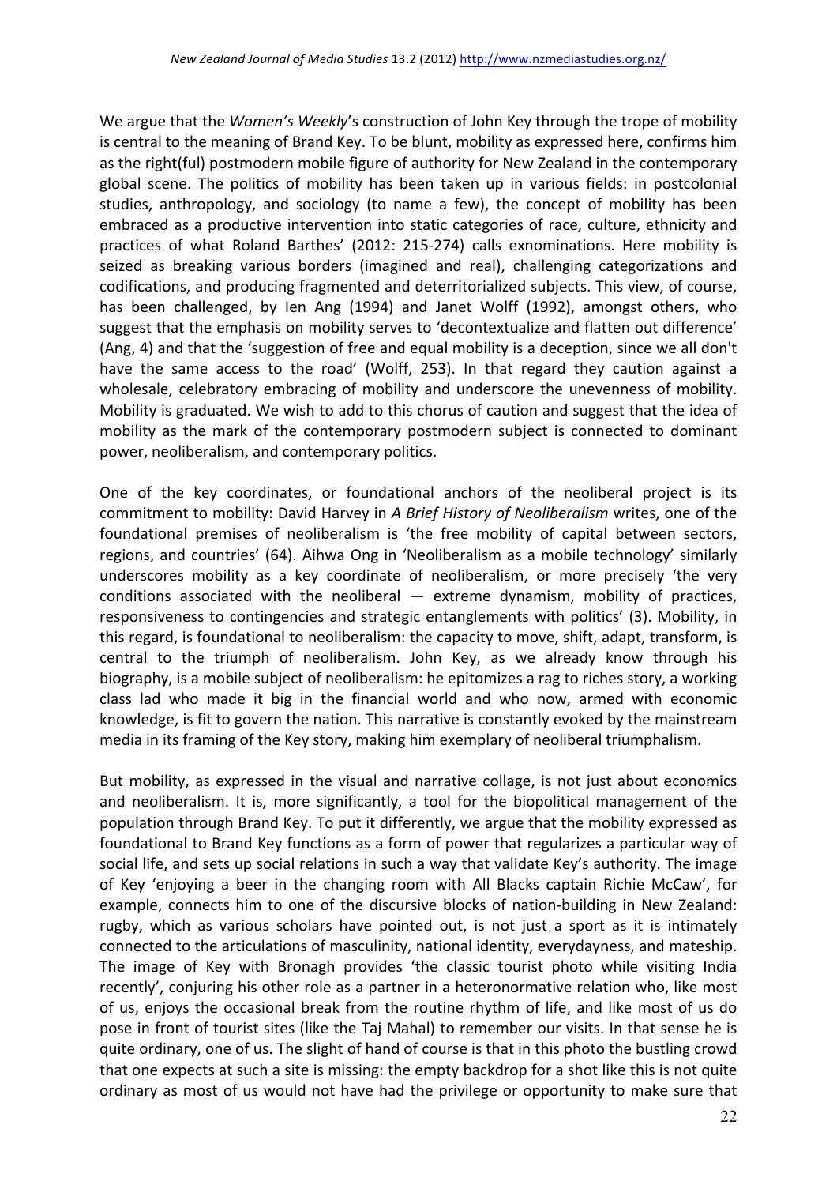We argue that the *Women's Weekly*'s construction of John Key through the trope of mobility is central to the meaning of Brand Key. To be blunt, mobility as expressed here, confirms him as the right(ful) postmodern mobile figure of authority for New Zealand in the contemporary global scene. The politics of mobility has been taken up in various fields: in postcolonial studies, anthropology, and sociology (to name a few), the concept of mobility has been embraced as a productive intervention into static categories of race, culture, ethnicity and practices of what Roland Barthes' (2012: 215-274) calls exnominations. Here mobility is seized as breaking various borders (imagined and real), challenging categorizations and codifications, and producing fragmented and deterritorialized subjects. This view, of course, has been challenged, by Ien Ang (1994) and Janet Wolff (1992), amongst others, who suggest that the emphasis on mobility serves to 'decontextualize and flatten out difference' (Ang, 4) and that the 'suggestion of free and equal mobility is a deception, since we all don't have the same access to the road' (Wolff, 253). In that regard they caution against a wholesale, celebratory embracing of mobility and underscore the unevenness of mobility. Mobility is graduated. We wish to add to this chorus of caution and suggest that the idea of mobility as the mark of the contemporary postmodern subject is connected to dominant power, neoliberalism, and contemporary politics.

One of the key coordinates, or foundational anchors of the neoliberal project is its commitment to mobility: David Harvey in *A Brief History of Neoliberalism* writes, one of the foundational premises of neoliberalism is 'the free mobility of capital between sectors, regions, and countries' (64). Aihwa Ong in 'Neoliberalism as a mobile technology' similarly underscores mobility as a key coordinate of neoliberalism, or more precisely 'the very conditions associated with the neoliberal — extreme dynamism, mobility of practices, responsiveness to contingencies and strategic entanglements with politics' (3). Mobility, in this regard, is foundational to neoliberalism: the capacity to move, shift, adapt, transform, is central to the triumph of neoliberalism. John Key, as we already know through his biography, is a mobile subject of neoliberalism: he epitomizes a rag to riches story, a working class lad who made it big in the financial world and who now, armed with economic knowledge, is fit to govern the nation. This narrative is constantly evoked by the mainstream media in its framing of the Key story, making him exemplary of neoliberal triumphalism.

But mobility, as expressed in the visual and narrative collage, is not just about economics and neoliberalism. It is, more significantly, a tool for the biopolitical management of the population through Brand Key. To put it differently, we argue that the mobility expressed as foundational to Brand Key functions as a form of power that regularizes a particular way of social life, and sets up social relations in such a way that validate Key's authority. The image of Key 'enjoying a beer in the changing room with All Blacks captain Richie McCaw', for example, connects him to one of the discursive blocks of nation-building in New Zealand: rugby, which as various scholars have pointed out, is not just a sport as it is intimately connected to the articulations of masculinity, national identity, everydayness, and mateship. The image of Key with Bronagh provides 'the classic tourist photo while visiting India recently', conjuring his other role as a partner in a heteronormative relation who, like most of us, enjoys the occasional break from the routine rhythm of life, and like most of us do pose in front of tourist sites (like the Taj Mahal) to remember our visits. In that sense he is quite ordinary, one of us. The slight of hand of course is that in this photo the bustling crowd that one expects at such a site is missing: the empty backdrop for a shot like this is not quite ordinary as most of us would not have had the privilege or opportunity to make sure that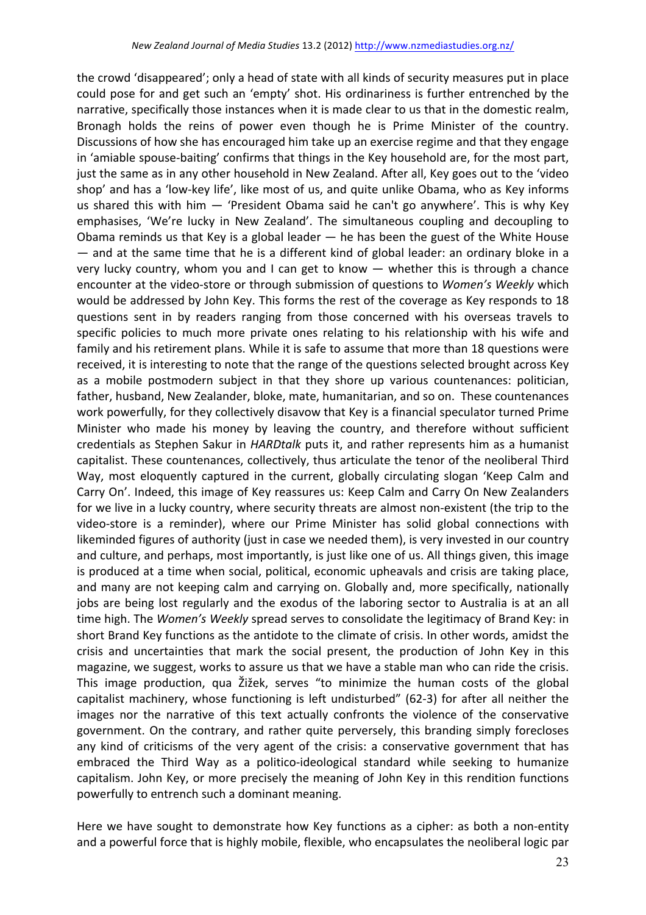the crowd 'disappeared'; only a head of state with all kinds of security measures put in place could pose for and get such an 'empty' shot. His ordinariness is further entrenched by the narrative, specifically those instances when it is made clear to us that in the domestic realm, Bronagh holds the reins of power even though he is Prime Minister of the country. Discussions of how she has encouraged him take up an exercise regime and that they engage in 'amiable spouse-baiting' confirms that things in the Key household are, for the most part, just the same as in any other household in New Zealand. After all, Key goes out to the 'video shop' and has a 'low-key life', like most of us, and quite unlike Obama, who as Key informs us shared this with him — 'President Obama said he can't go anywhere'. This is why Key emphasises, 'We're lucky in New Zealand'. The simultaneous coupling and decoupling to Obama reminds us that Key is a global leader — he has been the guest of the White House — and at the same time that he is a different kind of global leader: an ordinary bloke in a very lucky country, whom you and I can get to know — whether this is through a chance encounter at the video-store or through submission of questions to *Women's Weekly* which would be addressed by John Key. This forms the rest of the coverage as Key responds to 18 questions sent in by readers ranging from those concerned with his overseas travels to specific policies to much more private ones relating to his relationship with his wife and family and his retirement plans. While it is safe to assume that more than 18 questions were received, it is interesting to note that the range of the questions selected brought across Key as a mobile postmodern subject in that they shore up various countenances: politician, father, husband, New Zealander, bloke, mate, humanitarian, and so on. These countenances work powerfully, for they collectively disavow that Key is a financial speculator turned Prime Minister who made his money by leaving the country, and therefore without sufficient credentials as Stephen Sakur in *HARDtalk* puts it, and rather represents him as a humanist capitalist. These countenances, collectively, thus articulate the tenor of the neoliberal Third Way, most eloquently captured in the current, globally circulating slogan 'Keep Calm and Carry On'. Indeed, this image of Key reassures us: Keep Calm and Carry On New Zealanders for we live in a lucky country, where security threats are almost non-existent (the trip to the video-store is a reminder), where our Prime Minister has solid global connections with likeminded figures of authority (just in case we needed them), is very invested in our country and culture, and perhaps, most importantly, is just like one of us. All things given, this image is produced at a time when social, political, economic upheavals and crisis are taking place, and many are not keeping calm and carrying on. Globally and, more specifically, nationally jobs are being lost regularly and the exodus of the laboring sector to Australia is at an all time high. The *Women's Weekly* spread serves to consolidate the legitimacy of Brand Key: in short Brand Key functions as the antidote to the climate of crisis. In other words, amidst the crisis and uncertainties that mark the social present, the production of John Key in this magazine, we suggest, works to assure us that we have a stable man who can ride the crisis. This image production, qua Žižek, serves "to minimize the human costs of the global capitalist machinery, whose functioning is left undisturbed" (62-3) for after all neither the images nor the narrative of this text actually confronts the violence of the conservative government. On the contrary, and rather quite perversely, this branding simply forecloses any kind of criticisms of the very agent of the crisis: a conservative government that has embraced the Third Way as a politico-ideological standard while seeking to humanize capitalism. John Key, or more precisely the meaning of John Key in this rendition functions powerfully to entrench such a dominant meaning.

Here we have sought to demonstrate how Key functions as a cipher: as both a non-entity and a powerful force that is highly mobile, flexible, who encapsulates the neoliberal logic par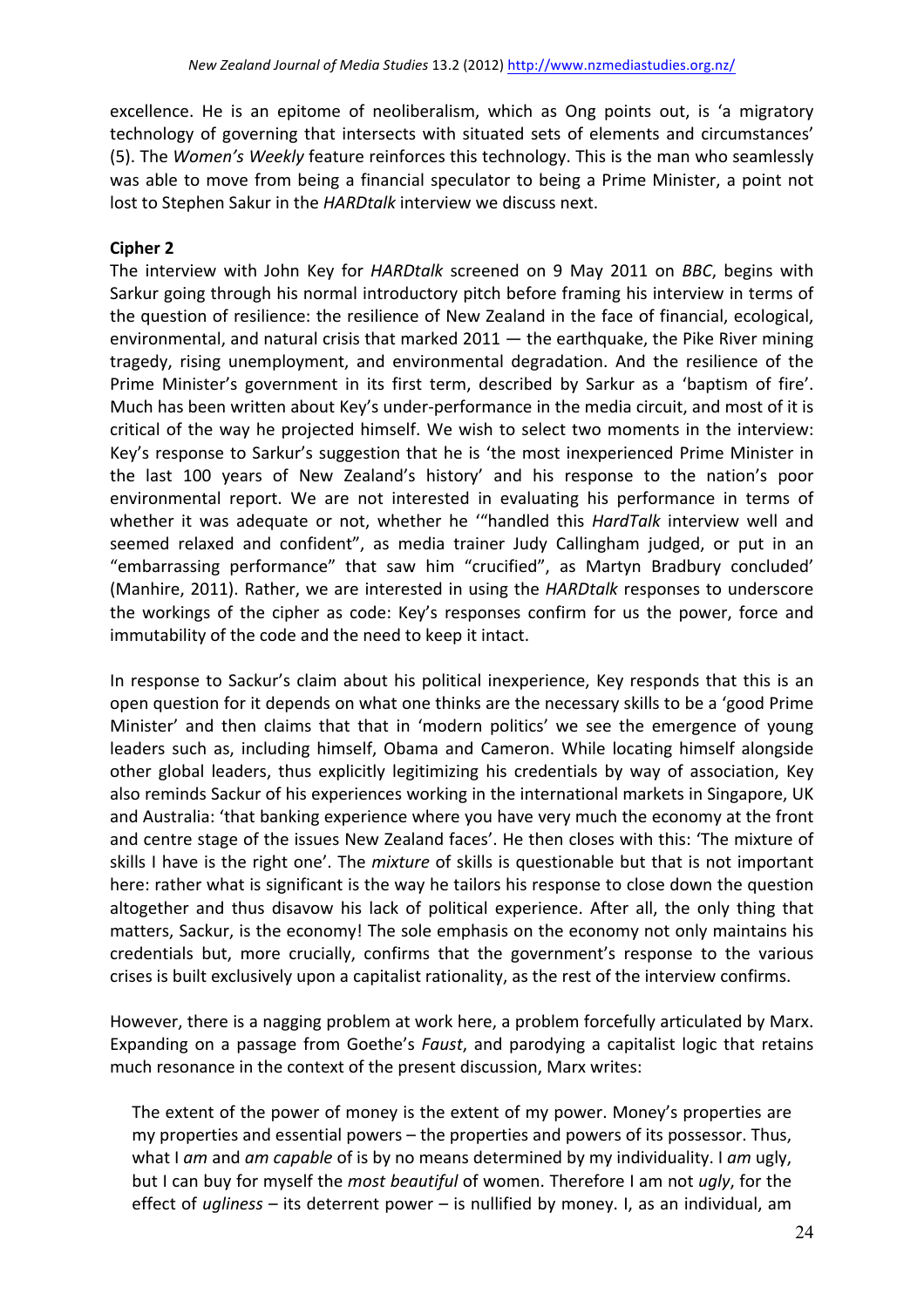excellence. He is an epitome of neoliberalism, which as Ong points out, is 'a migratory technology of governing that intersects with situated sets of elements and circumstances' (5). The *Women's Weekly* feature reinforces this technology. This is the man who seamlessly was able to move from being a financial speculator to being a Prime Minister, a point not lost to Stephen Sakur in the *HARDtalk* interview we discuss next.

**Cipher 2**

The interview with John Key for *HARDtalk* screened on 9 May 2011 on *BBC*, begins with Sarkur going through his normal introductory pitch before framing his interview in terms of the question of resilience: the resilience of New Zealand in the face of financial, ecological, environmental, and natural crisis that marked 2011 — the earthquake, the Pike River mining tragedy, rising unemployment, and environmental degradation. And the resilience of the Prime Minister's government in its first term, described by Sarkur as a 'baptism of fire'. Much has been written about Key's under-performance in the media circuit, and most of it is critical of the way he projected himself. We wish to select two moments in the interview: Key's response to Sarkur's suggestion that he is 'the most inexperienced Prime Minister in the last 100 years of New Zealand's history' and his response to the nation's poor environmental report. We are not interested in evaluating his performance in terms of whether it was adequate or not, whether he '"handled this *HardTalk* interview well and seemed relaxed and confident", as media trainer Judy Callingham judged, or put in an "embarrassing performance" that saw him "crucified", as Martyn Bradbury concluded' (Manhire, 2011). Rather, we are interested in using the *HARDtalk* responses to underscore the workings of the cipher as code: Key's responses confirm for us the power, force and immutability of the code and the need to keep it intact.

In response to Sackur's claim about his political inexperience, Key responds that this is an open question for it depends on what one thinks are the necessary skills to be a 'good Prime Minister' and then claims that that in 'modern politics' we see the emergence of young leaders such as, including himself, Obama and Cameron. While locating himself alongside other global leaders, thus explicitly legitimizing his credentials by way of association, Key also reminds Sackur of his experiences working in the international markets in Singapore, UK and Australia: 'that banking experience where you have very much the economy at the front and centre stage of the issues New Zealand faces'. He then closes with this: 'The mixture of skills I have is the right one'. The *mixture* of skills is questionable but that is not important here: rather what is significant is the way he tailors his response to close down the question altogether and thus disavow his lack of political experience. After all, the only thing that matters, Sackur, is the economy! The sole emphasis on the economy not only maintains his credentials but, more crucially, confirms that the government's response to the various crises is built exclusively upon a capitalist rationality, as the rest of the interview confirms.

However, there is a nagging problem at work here, a problem forcefully articulated by Marx. Expanding on a passage from Goethe's *Faust*, and parodying a capitalist logic that retains much resonance in the context of the present discussion, Marx writes:

> The extent of the power of money is the extent of my power. Money's properties are my properties and essential powers – the properties and powers of its possessor. Thus, what I *am* and *am capable* of is by no means determined by my individuality. I *am* ugly, but I can buy for myself the *most beautiful* of women. Therefore I am not *ugly*, for the effect of *ugliness* – its deterrent power – is nullified by money. I, as an individual, am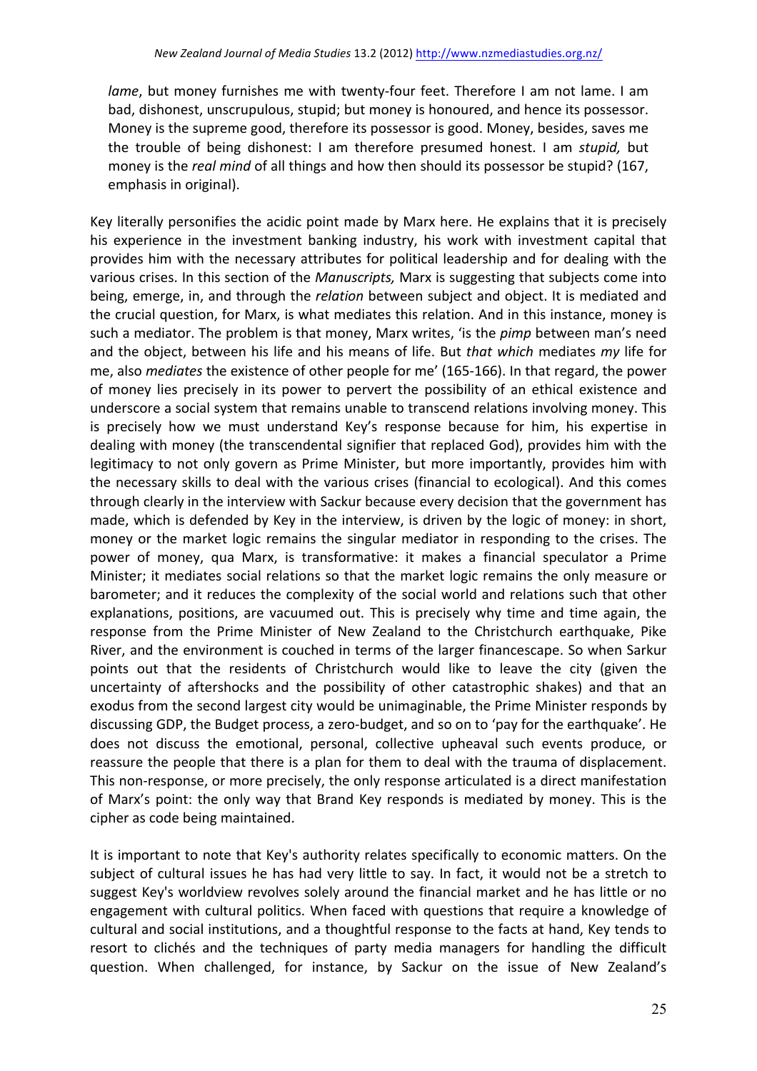> *lame*, but money furnishes me with twenty-four feet. Therefore I am not lame. I am bad, dishonest, unscrupulous, stupid; but money is honoured, and hence its possessor. Money is the supreme good, therefore its possessor is good. Money, besides, saves me the trouble of being dishonest: I am therefore presumed honest. I am *stupid,* but money is the *real mind* of all things and how then should its possessor be stupid? (167, emphasis in original).

Key literally personifies the acidic point made by Marx here. He explains that it is precisely his experience in the investment banking industry, his work with investment capital that provides him with the necessary attributes for political leadership and for dealing with the various crises. In this section of the *Manuscripts,* Marx is suggesting that subjects come into being, emerge, in, and through the *relation* between subject and object. It is mediated and the crucial question, for Marx, is what mediates this relation. And in this instance, money is such a mediator. The problem is that money, Marx writes, 'is the *pimp* between man's need and the object, between his life and his means of life. But *that which* mediates *my* life for me, also *mediates* the existence of other people for me' (165-166). In that regard, the power of money lies precisely in its power to pervert the possibility of an ethical existence and underscore a social system that remains unable to transcend relations involving money. This is precisely how we must understand Key's response because for him, his expertise in dealing with money (the transcendental signifier that replaced God), provides him with the legitimacy to not only govern as Prime Minister, but more importantly, provides him with the necessary skills to deal with the various crises (financial to ecological). And this comes through clearly in the interview with Sackur because every decision that the government has made, which is defended by Key in the interview, is driven by the logic of money: in short, money or the market logic remains the singular mediator in responding to the crises. The power of money, qua Marx, is transformative: it makes a financial speculator a Prime Minister; it mediates social relations so that the market logic remains the only measure or barometer; and it reduces the complexity of the social world and relations such that other explanations, positions, are vacuumed out. This is precisely why time and time again, the response from the Prime Minister of New Zealand to the Christchurch earthquake, Pike River, and the environment is couched in terms of the larger financescape. So when Sarkur points out that the residents of Christchurch would like to leave the city (given the uncertainty of aftershocks and the possibility of other catastrophic shakes) and that an exodus from the second largest city would be unimaginable, the Prime Minister responds by discussing GDP, the Budget process, a zero-budget, and so on to 'pay for the earthquake'. He does not discuss the emotional, personal, collective upheaval such events produce, or reassure the people that there is a plan for them to deal with the trauma of displacement. This non-response, or more precisely, the only response articulated is a direct manifestation of Marx's point: the only way that Brand Key responds is mediated by money. This is the cipher as code being maintained.

It is important to note that Key's authority relates specifically to economic matters. On the subject of cultural issues he has had very little to say. In fact, it would not be a stretch to suggest Key's worldview revolves solely around the financial market and he has little or no engagement with cultural politics. When faced with questions that require a knowledge of cultural and social institutions, and a thoughtful response to the facts at hand, Key tends to resort to clichés and the techniques of party media managers for handling the difficult question. When challenged, for instance, by Sackur on the issue of New Zealand's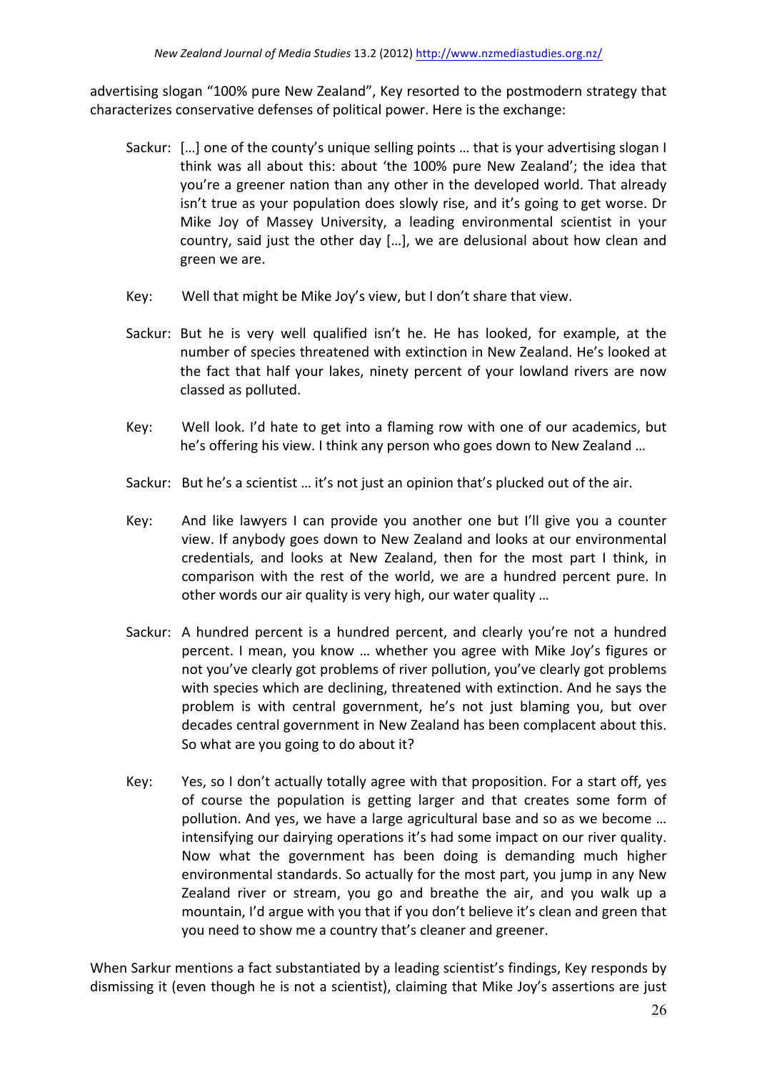advertising slogan "100% pure New Zealand", Key resorted to the postmodern strategy that characterizes conservative defenses of political power. Here is the exchange:

> Sackur: […] one of the county's unique selling points … that is your advertising slogan I think was all about this: about 'the 100% pure New Zealand'; the idea that you're a greener nation than any other in the developed world. That already isn't true as your population does slowly rise, and it's going to get worse. Dr Mike Joy of Massey University, a leading environmental scientist in your country, said just the other day […], we are delusional about how clean and green we are.
>
> Key: Well that might be Mike Joy's view, but I don't share that view.
>
> Sackur: But he is very well qualified isn't he. He has looked, for example, at the number of species threatened with extinction in New Zealand. He's looked at the fact that half your lakes, ninety percent of your lowland rivers are now classed as polluted.
>
> Key: Well look. I'd hate to get into a flaming row with one of our academics, but he's offering his view. I think any person who goes down to New Zealand …
>
> Sackur: But he's a scientist … it's not just an opinion that's plucked out of the air.
>
> Key: And like lawyers I can provide you another one but I'll give you a counter view. If anybody goes down to New Zealand and looks at our environmental credentials, and looks at New Zealand, then for the most part I think, in comparison with the rest of the world, we are a hundred percent pure. In other words our air quality is very high, our water quality …
>
> Sackur: A hundred percent is a hundred percent, and clearly you're not a hundred percent. I mean, you know … whether you agree with Mike Joy's figures or not you've clearly got problems of river pollution, you've clearly got problems with species which are declining, threatened with extinction. And he says the problem is with central government, he's not just blaming you, but over decades central government in New Zealand has been complacent about this. So what are you going to do about it?
>
> Key: Yes, so I don't actually totally agree with that proposition. For a start off, yes of course the population is getting larger and that creates some form of pollution. And yes, we have a large agricultural base and so as we become … intensifying our dairying operations it's had some impact on our river quality. Now what the government has been doing is demanding much higher environmental standards. So actually for the most part, you jump in any New Zealand river or stream, you go and breathe the air, and you walk up a mountain, I'd argue with you that if you don't believe it's clean and green that you need to show me a country that's cleaner and greener.

When Sarkur mentions a fact substantiated by a leading scientist's findings, Key responds by dismissing it (even though he is not a scientist), claiming that Mike Joy's assertions are just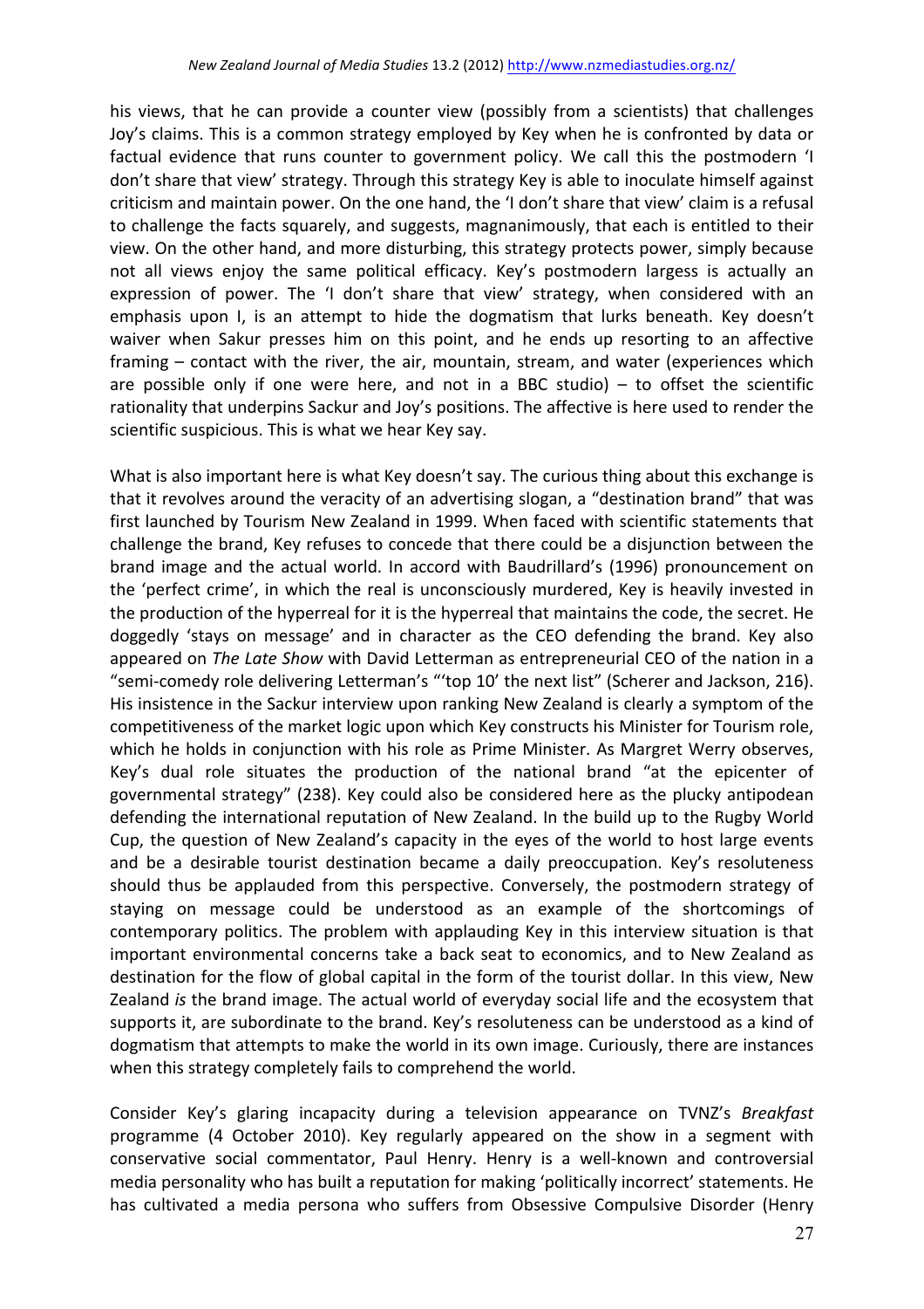his views, that he can provide a counter view (possibly from a scientists) that challenges Joy's claims. This is a common strategy employed by Key when he is confronted by data or factual evidence that runs counter to government policy. We call this the postmodern 'I don't share that view' strategy. Through this strategy Key is able to inoculate himself against criticism and maintain power. On the one hand, the 'I don't share that view' claim is a refusal to challenge the facts squarely, and suggests, magnanimously, that each is entitled to their view. On the other hand, and more disturbing, this strategy protects power, simply because not all views enjoy the same political efficacy. Key's postmodern largess is actually an expression of power. The 'I don't share that view' strategy, when considered with an emphasis upon I, is an attempt to hide the dogmatism that lurks beneath. Key doesn't waiver when Sakur presses him on this point, and he ends up resorting to an affective framing – contact with the river, the air, mountain, stream, and water (experiences which are possible only if one were here, and not in a BBC studio) – to offset the scientific rationality that underpins Sackur and Joy's positions. The affective is here used to render the scientific suspicious. This is what we hear Key say.

What is also important here is what Key doesn't say. The curious thing about this exchange is that it revolves around the veracity of an advertising slogan, a "destination brand" that was first launched by Tourism New Zealand in 1999. When faced with scientific statements that challenge the brand, Key refuses to concede that there could be a disjunction between the brand image and the actual world. In accord with Baudrillard's (1996) pronouncement on the 'perfect crime', in which the real is unconsciously murdered, Key is heavily invested in the production of the hyperreal for it is the hyperreal that maintains the code, the secret. He doggedly 'stays on message' and in character as the CEO defending the brand. Key also appeared on *The Late Show* with David Letterman as entrepreneurial CEO of the nation in a "semi-comedy role delivering Letterman's "'top 10' the next list" (Scherer and Jackson, 216). His insistence in the Sackur interview upon ranking New Zealand is clearly a symptom of the competitiveness of the market logic upon which Key constructs his Minister for Tourism role, which he holds in conjunction with his role as Prime Minister. As Margret Werry observes, Key's dual role situates the production of the national brand "at the epicenter of governmental strategy" (238). Key could also be considered here as the plucky antipodean defending the international reputation of New Zealand. In the build up to the Rugby World Cup, the question of New Zealand's capacity in the eyes of the world to host large events and be a desirable tourist destination became a daily preoccupation. Key's resoluteness should thus be applauded from this perspective. Conversely, the postmodern strategy of staying on message could be understood as an example of the shortcomings of contemporary politics. The problem with applauding Key in this interview situation is that important environmental concerns take a back seat to economics, and to New Zealand as destination for the flow of global capital in the form of the tourist dollar. In this view, New Zealand *is* the brand image. The actual world of everyday social life and the ecosystem that supports it, are subordinate to the brand. Key's resoluteness can be understood as a kind of dogmatism that attempts to make the world in its own image. Curiously, there are instances when this strategy completely fails to comprehend the world.

Consider Key's glaring incapacity during a television appearance on TVNZ's *Breakfast* programme (4 October 2010). Key regularly appeared on the show in a segment with conservative social commentator, Paul Henry. Henry is a well-known and controversial media personality who has built a reputation for making 'politically incorrect' statements. He has cultivated a media persona who suffers from Obsessive Compulsive Disorder (Henry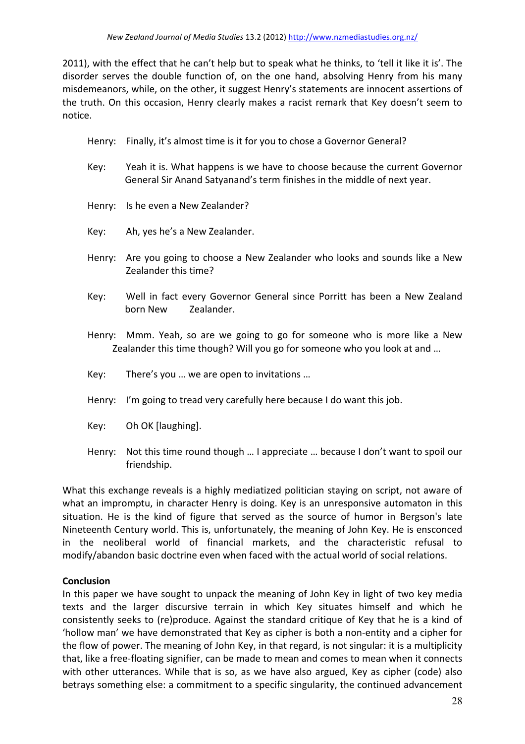2011), with the effect that he can't help but to speak what he thinks, to 'tell it like it is'. The disorder serves the double function of, on the one hand, absolving Henry from his many misdemeanors, while, on the other, it suggest Henry's statements are innocent assertions of the truth. On this occasion, Henry clearly makes a racist remark that Key doesn't seem to notice.

> Henry: Finally, it's almost time is it for you to chose a Governor General?
>
> Key: Yeah it is. What happens is we have to choose because the current Governor General Sir Anand Satyanand's term finishes in the middle of next year.
>
> Henry: Is he even a New Zealander?
>
> Key: Ah, yes he's a New Zealander.
>
> Henry: Are you going to choose a New Zealander who looks and sounds like a New Zealander this time?
>
> Key: Well in fact every Governor General since Porritt has been a New Zealand born New Zealander.
>
> Henry: Mmm. Yeah, so are we going to go for someone who is more like a New Zealander this time though? Will you go for someone who you look at and …
>
> Key: There's you … we are open to invitations …
>
> Henry: I'm going to tread very carefully here because I do want this job.
>
> Key: Oh OK [laughing].
>
> Henry: Not this time round though … I appreciate … because I don't want to spoil our friendship.

What this exchange reveals is a highly mediatized politician staying on script, not aware of what an impromptu, in character Henry is doing. Key is an unresponsive automaton in this situation. He is the kind of figure that served as the source of humor in Bergson's late Nineteenth Century world. This is, unfortunately, the meaning of John Key. He is ensconced in the neoliberal world of financial markets, and the characteristic refusal to modify/abandon basic doctrine even when faced with the actual world of social relations.

**Conclusion**

In this paper we have sought to unpack the meaning of John Key in light of two key media texts and the larger discursive terrain in which Key situates himself and which he consistently seeks to (re)produce. Against the standard critique of Key that he is a kind of 'hollow man' we have demonstrated that Key as cipher is both a non-entity and a cipher for the flow of power. The meaning of John Key, in that regard, is not singular: it is a multiplicity that, like a free-floating signifier, can be made to mean and comes to mean when it connects with other utterances. While that is so, as we have also argued, Key as cipher (code) also betrays something else: a commitment to a specific singularity, the continued advancement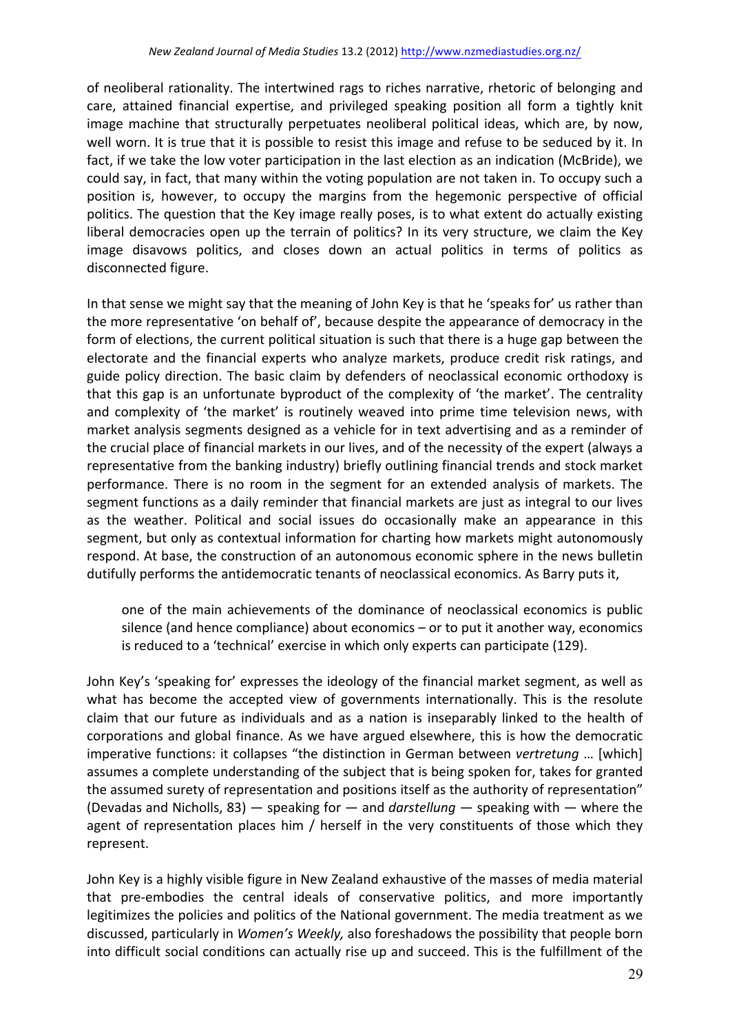of neoliberal rationality. The intertwined rags to riches narrative, rhetoric of belonging and care, attained financial expertise, and privileged speaking position all form a tightly knit image machine that structurally perpetuates neoliberal political ideas, which are, by now, well worn. It is true that it is possible to resist this image and refuse to be seduced by it. In fact, if we take the low voter participation in the last election as an indication (McBride), we could say, in fact, that many within the voting population are not taken in. To occupy such a position is, however, to occupy the margins from the hegemonic perspective of official politics. The question that the Key image really poses, is to what extent do actually existing liberal democracies open up the terrain of politics? In its very structure, we claim the Key image disavows politics, and closes down an actual politics in terms of politics as disconnected figure.

In that sense we might say that the meaning of John Key is that he 'speaks for' us rather than the more representative 'on behalf of', because despite the appearance of democracy in the form of elections, the current political situation is such that there is a huge gap between the electorate and the financial experts who analyze markets, produce credit risk ratings, and guide policy direction. The basic claim by defenders of neoclassical economic orthodoxy is that this gap is an unfortunate byproduct of the complexity of 'the market'. The centrality and complexity of 'the market' is routinely weaved into prime time television news, with market analysis segments designed as a vehicle for in text advertising and as a reminder of the crucial place of financial markets in our lives, and of the necessity of the expert (always a representative from the banking industry) briefly outlining financial trends and stock market performance. There is no room in the segment for an extended analysis of markets. The segment functions as a daily reminder that financial markets are just as integral to our lives as the weather. Political and social issues do occasionally make an appearance in this segment, but only as contextual information for charting how markets might autonomously respond. At base, the construction of an autonomous economic sphere in the news bulletin dutifully performs the antidemocratic tenants of neoclassical economics. As Barry puts it,

> one of the main achievements of the dominance of neoclassical economics is public silence (and hence compliance) about economics – or to put it another way, economics is reduced to a 'technical' exercise in which only experts can participate (129).

John Key's 'speaking for' expresses the ideology of the financial market segment, as well as what has become the accepted view of governments internationally. This is the resolute claim that our future as individuals and as a nation is inseparably linked to the health of corporations and global finance. As we have argued elsewhere, this is how the democratic imperative functions: it collapses "the distinction in German between *vertretung* … [which] assumes a complete understanding of the subject that is being spoken for, takes for granted the assumed surety of representation and positions itself as the authority of representation" (Devadas and Nicholls, 83) — speaking for — and *darstellung* — speaking with — where the agent of representation places him / herself in the very constituents of those which they represent.

John Key is a highly visible figure in New Zealand exhaustive of the masses of media material that pre-embodies the central ideals of conservative politics, and more importantly legitimizes the policies and politics of the National government. The media treatment as we discussed, particularly in *Women's Weekly,* also foreshadows the possibility that people born into difficult social conditions can actually rise up and succeed. This is the fulfillment of the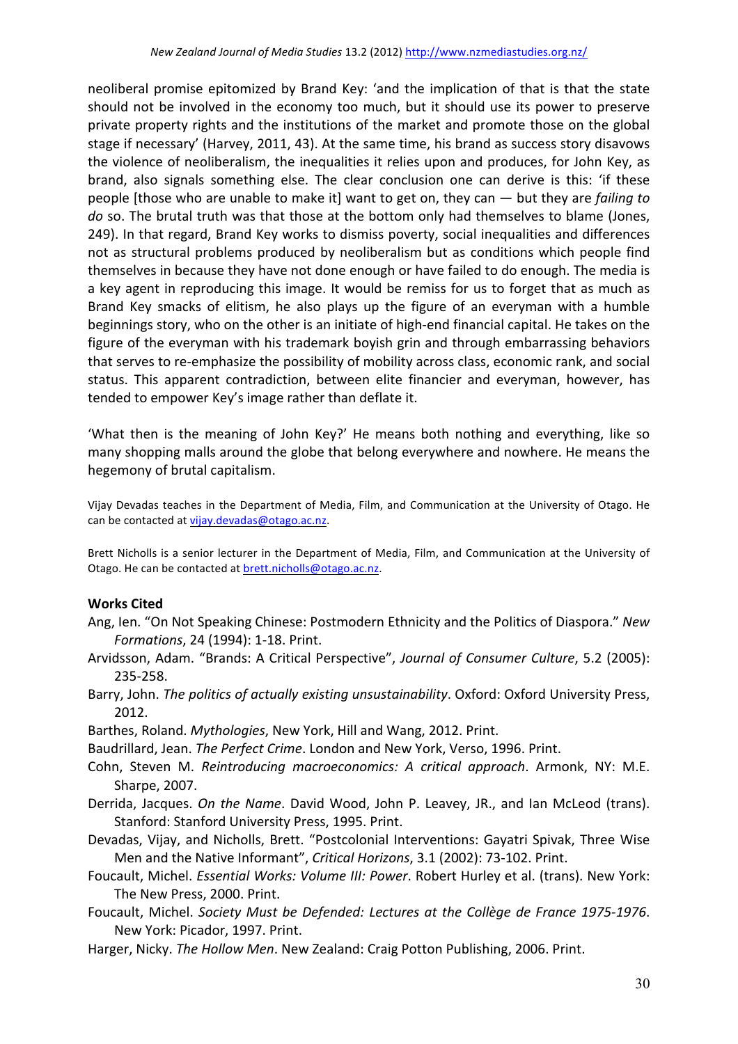neoliberal promise epitomized by Brand Key: 'and the implication of that is that the state should not be involved in the economy too much, but it should use its power to preserve private property rights and the institutions of the market and promote those on the global stage if necessary' (Harvey, 2011, 43). At the same time, his brand as success story disavows the violence of neoliberalism, the inequalities it relies upon and produces, for John Key, as brand, also signals something else. The clear conclusion one can derive is this: 'if these people [those who are unable to make it] want to get on, they can — but they are *failing to do* so. The brutal truth was that those at the bottom only had themselves to blame (Jones, 249). In that regard, Brand Key works to dismiss poverty, social inequalities and differences not as structural problems produced by neoliberalism but as conditions which people find themselves in because they have not done enough or have failed to do enough. The media is a key agent in reproducing this image. It would be remiss for us to forget that as much as Brand Key smacks of elitism, he also plays up the figure of an everyman with a humble beginnings story, who on the other is an initiate of high-end financial capital. He takes on the figure of the everyman with his trademark boyish grin and through embarrassing behaviors that serves to re-emphasize the possibility of mobility across class, economic rank, and social status. This apparent contradiction, between elite financier and everyman, however, has tended to empower Key's image rather than deflate it.

'What then is the meaning of John Key?' He means both nothing and everything, like so many shopping malls around the globe that belong everywhere and nowhere. He means the hegemony of brutal capitalism.

Vijay Devadas teaches in the Department of Media, Film, and Communication at the University of Otago. He can be contacted at vijay.devadas@otago.ac.nz.

Brett Nicholls is a senior lecturer in the Department of Media, Film, and Communication at the University of Otago. He can be contacted at brett.nicholls@otago.ac.nz.

## Works Cited

Ang, Ien. "On Not Speaking Chinese: Postmodern Ethnicity and the Politics of Diaspora." *New Formations*, 24 (1994): 1-18. Print.

Arvidsson, Adam. "Brands: A Critical Perspective", *Journal of Consumer Culture*, 5.2 (2005): 235-258.

Barry, John. *The politics of actually existing unsustainability*. Oxford: Oxford University Press, 2012.

Barthes, Roland. *Mythologies*, New York, Hill and Wang, 2012. Print.

Baudrillard, Jean. *The Perfect Crime*. London and New York, Verso, 1996. Print.

Cohn, Steven M. *Reintroducing macroeconomics: A critical approach*. Armonk, NY: M.E. Sharpe, 2007.

Derrida, Jacques. *On the Name*. David Wood, John P. Leavey, JR., and Ian McLeod (trans). Stanford: Stanford University Press, 1995. Print.

Devadas, Vijay, and Nicholls, Brett. "Postcolonial Interventions: Gayatri Spivak, Three Wise Men and the Native Informant", *Critical Horizons*, 3.1 (2002): 73-102. Print.

Foucault, Michel. *Essential Works: Volume III: Power*. Robert Hurley et al. (trans). New York: The New Press, 2000. Print.

Foucault, Michel. *Society Must be Defended: Lectures at the Collège de France 1975-1976*. New York: Picador, 1997. Print.

Harger, Nicky. *The Hollow Men*. New Zealand: Craig Potton Publishing, 2006. Print.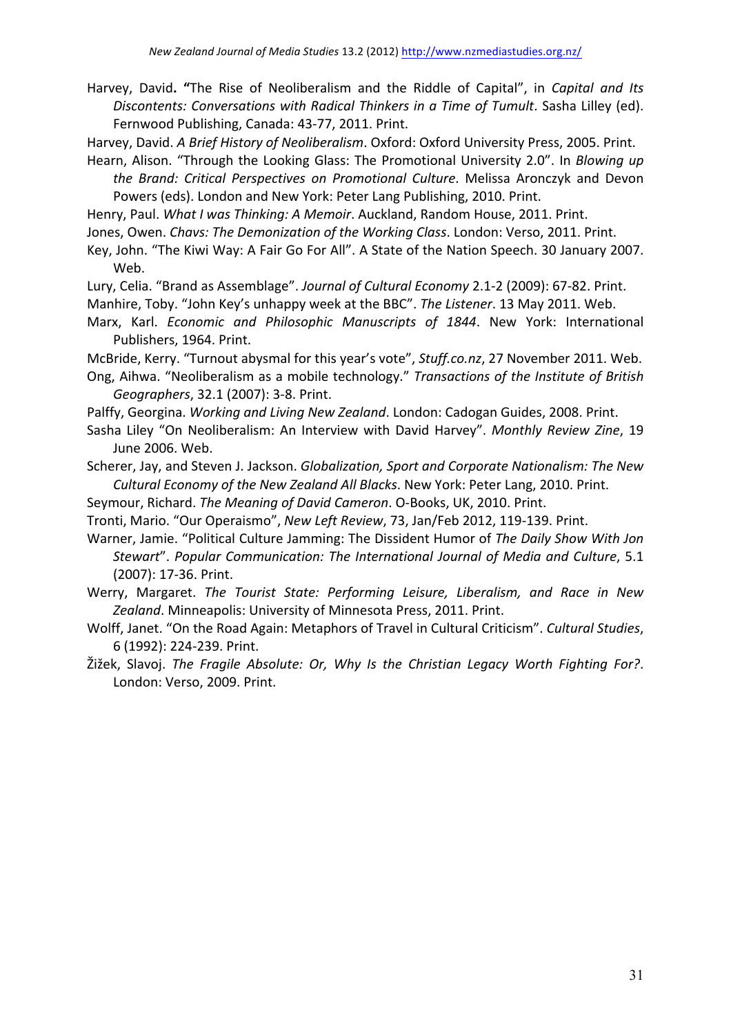Harvey, David**.** "The Rise of Neoliberalism and the Riddle of Capital", in *Capital and Its Discontents: Conversations with Radical Thinkers in a Time of Tumult*. Sasha Lilley (ed). Fernwood Publishing, Canada: 43-77, 2011. Print.

Harvey, David. *A Brief History of Neoliberalism*. Oxford: Oxford University Press, 2005. Print.

Hearn, Alison. "Through the Looking Glass: The Promotional University 2.0". In *Blowing up the Brand: Critical Perspectives on Promotional Culture*. Melissa Aronczyk and Devon Powers (eds). London and New York: Peter Lang Publishing, 2010. Print.

Henry, Paul. *What I was Thinking: A Memoir*. Auckland, Random House, 2011. Print.

Jones, Owen. *Chavs: The Demonization of the Working Class*. London: Verso, 2011. Print.

Key, John. "The Kiwi Way: A Fair Go For All". A State of the Nation Speech. 30 January 2007. Web.

Lury, Celia. "Brand as Assemblage". *Journal of Cultural Economy* 2.1-2 (2009): 67-82. Print.

Manhire, Toby. "John Key's unhappy week at the BBC". *The Listener*. 13 May 2011. Web.

Marx, Karl. *Economic and Philosophic Manuscripts of 1844*. New York: International Publishers, 1964. Print.

McBride, Kerry. "Turnout abysmal for this year's vote", *Stuff.co.nz*, 27 November 2011. Web.

Ong, Aihwa. "Neoliberalism as a mobile technology." *Transactions of the Institute of British Geographers*, 32.1 (2007): 3-8. Print.

Palffy, Georgina. *Working and Living New Zealand*. London: Cadogan Guides, 2008. Print.

Sasha Liley "On Neoliberalism: An Interview with David Harvey". *Monthly Review Zine*, 19 June 2006. Web.

Scherer, Jay, and Steven J. Jackson. *Globalization, Sport and Corporate Nationalism: The New Cultural Economy of the New Zealand All Blacks*. New York: Peter Lang, 2010. Print.

Seymour, Richard. *The Meaning of David Cameron*. O-Books, UK, 2010. Print.

Tronti, Mario. "Our Operaismo", *New Left Review*, 73, Jan/Feb 2012, 119-139. Print.

Warner, Jamie. "Political Culture Jamming: The Dissident Humor of *The Daily Show With Jon Stewart*". *Popular Communication: The International Journal of Media and Culture*, 5.1 (2007): 17-36. Print.

Werry, Margaret. *The Tourist State: Performing Leisure, Liberalism, and Race in New Zealand*. Minneapolis: University of Minnesota Press, 2011. Print.

Wolff, Janet. "On the Road Again: Metaphors of Travel in Cultural Criticism". *Cultural Studies*, 6 (1992): 224-239. Print.

Žižek, Slavoj. *The Fragile Absolute: Or, Why Is the Christian Legacy Worth Fighting For?*. London: Verso, 2009. Print.